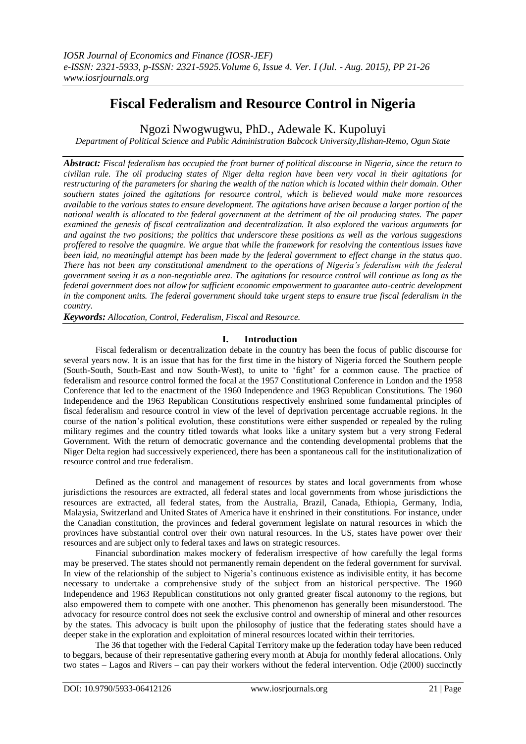# Fiscal Federalism and Resource Control in Nigeria

Ngozi Nwogwugwu, PhD., Adewale K. Kupoluyi

*Department of Political Science and Public Administration Babcock University,Ilishan-Remo, Ogun State*

***Abstract:*** *Fiscal federalism has occupied the front burner of political discourse in Nigeria, since the return to civilian rule. The oil producing states of Niger delta region have been very vocal in their agitations for restructuring of the parameters for sharing the wealth of the nation which is located within their domain. Other southern states joined the agitations for resource control, which is believed would make more resources available to the various states to ensure development. The agitations have arisen because a larger portion of the national wealth is allocated to the federal government at the detriment of the oil producing states. The paper examined the genesis of fiscal centralization and decentralization. It also explored the various arguments for and against the two positions; the politics that underscore these positions as well as the various suggestions proffered to resolve the quagmire. We argue that while the framework for resolving the contentious issues have been laid, no meaningful attempt has been made by the federal government to effect change in the status quo. There has not been any constitutional amendment to the operations of Nigeria's federalism with the federal government seeing it as a non-negotiable area. The agitations for resource control will continue as long as the federal government does not allow for sufficient economic empowerment to guarantee auto-centric development in the component units. The federal government should take urgent steps to ensure true fiscal federalism in the country.*

***Keywords:*** *Allocation, Control, Federalism, Fiscal and Resource.*

## I. Introduction

Fiscal federalism or decentralization debate in the country has been the focus of public discourse for several years now. It is an issue that has for the first time in the history of Nigeria forced the Southern people (South-South, South-East and now South-West), to unite to 'fight' for a common cause. The practice of federalism and resource control formed the focal at the 1957 Constitutional Conference in London and the 1958 Conference that led to the enactment of the 1960 Independence and 1963 Republican Constitutions. The 1960 Independence and the 1963 Republican Constitutions respectively enshrined some fundamental principles of fiscal federalism and resource control in view of the level of deprivation percentage accruable regions. In the course of the nation's political evolution, these constitutions were either suspended or repealed by the ruling military regimes and the country titled towards what looks like a unitary system but a very strong Federal Government. With the return of democratic governance and the contending developmental problems that the Niger Delta region had successively experienced, there has been a spontaneous call for the institutionalization of resource control and true federalism.

Defined as the control and management of resources by states and local governments from whose jurisdictions the resources are extracted, all federal states and local governments from whose jurisdictions the resources are extracted, all federal states, from the Australia, Brazil, Canada, Ethiopia, Germany, India, Malaysia, Switzerland and United States of America have it enshrined in their constitutions. For instance, under the Canadian constitution, the provinces and federal government legislate on natural resources in which the provinces have substantial control over their own natural resources. In the US, states have power over their resources and are subject only to federal taxes and laws on strategic resources.

Financial subordination makes mockery of federalism irrespective of how carefully the legal forms may be preserved. The states should not permanently remain dependent on the federal government for survival. In view of the relationship of the subject to Nigeria's continuous existence as indivisible entity, it has become necessary to undertake a comprehensive study of the subject from an historical perspective. The 1960 Independence and 1963 Republican constitutions not only granted greater fiscal autonomy to the regions, but also empowered them to compete with one another. This phenomenon has generally been misunderstood. The advocacy for resource control does not seek the exclusive control and ownership of mineral and other resources by the states. This advocacy is built upon the philosophy of justice that the federating states should have a deeper stake in the exploration and exploitation of mineral resources located within their territories.

The 36 that together with the Federal Capital Territory make up the federation today have been reduced to beggars, because of their representative gathering every month at Abuja for monthly federal allocations. Only two states – Lagos and Rivers – can pay their workers without the federal intervention. Odje (2000) succinctly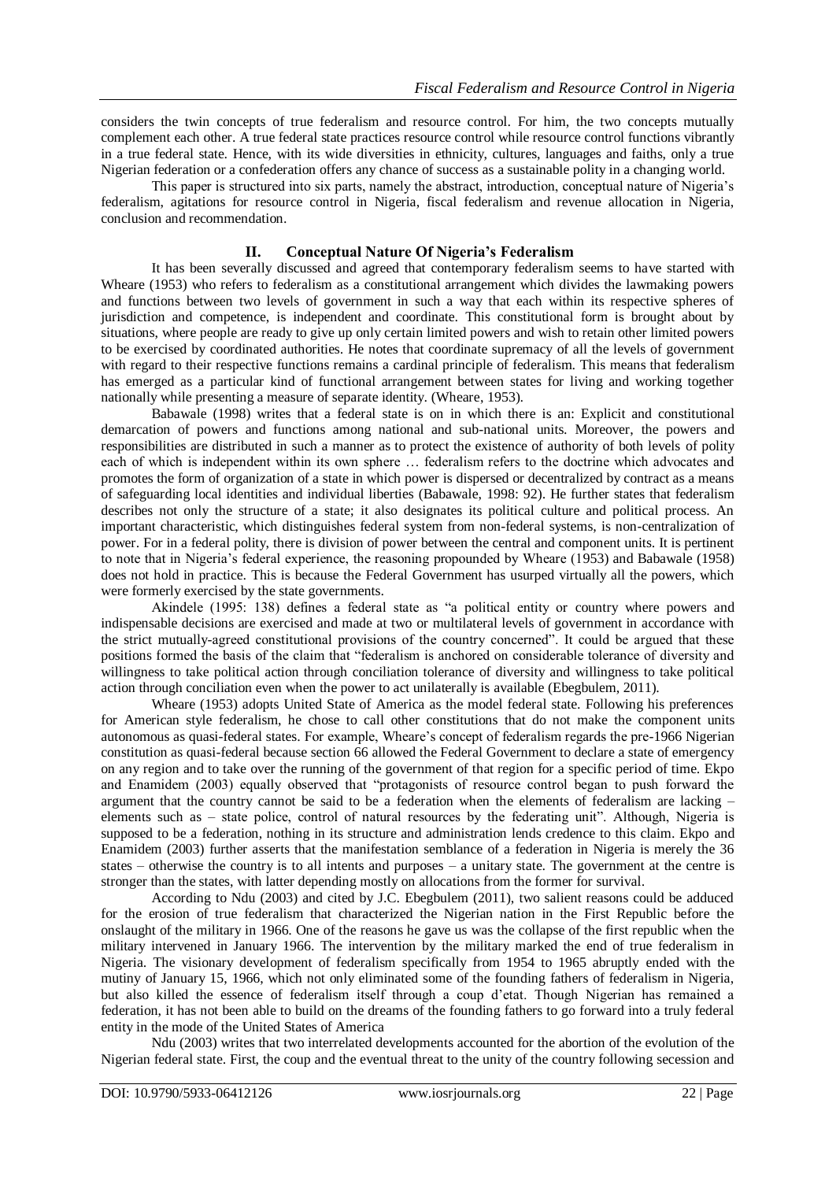considers the twin concepts of true federalism and resource control. For him, the two concepts mutually complement each other. A true federal state practices resource control while resource control functions vibrantly in a true federal state. Hence, with its wide diversities in ethnicity, cultures, languages and faiths, only a true Nigerian federation or a confederation offers any chance of success as a sustainable polity in a changing world.

This paper is structured into six parts, namely the abstract, introduction, conceptual nature of Nigeria's federalism, agitations for resource control in Nigeria, fiscal federalism and revenue allocation in Nigeria, conclusion and recommendation.

## II. Conceptual Nature Of Nigeria's Federalism

It has been severally discussed and agreed that contemporary federalism seems to have started with Wheare (1953) who refers to federalism as a constitutional arrangement which divides the lawmaking powers and functions between two levels of government in such a way that each within its respective spheres of jurisdiction and competence, is independent and coordinate. This constitutional form is brought about by situations, where people are ready to give up only certain limited powers and wish to retain other limited powers to be exercised by coordinated authorities. He notes that coordinate supremacy of all the levels of government with regard to their respective functions remains a cardinal principle of federalism. This means that federalism has emerged as a particular kind of functional arrangement between states for living and working together nationally while presenting a measure of separate identity. (Wheare, 1953).

Babawale (1998) writes that a federal state is on in which there is an: Explicit and constitutional demarcation of powers and functions among national and sub-national units. Moreover, the powers and responsibilities are distributed in such a manner as to protect the existence of authority of both levels of polity each of which is independent within its own sphere … federalism refers to the doctrine which advocates and promotes the form of organization of a state in which power is dispersed or decentralized by contract as a means of safeguarding local identities and individual liberties (Babawale, 1998: 92). He further states that federalism describes not only the structure of a state; it also designates its political culture and political process. An important characteristic, which distinguishes federal system from non-federal systems, is non-centralization of power. For in a federal polity, there is division of power between the central and component units. It is pertinent to note that in Nigeria's federal experience, the reasoning propounded by Wheare (1953) and Babawale (1958) does not hold in practice. This is because the Federal Government has usurped virtually all the powers, which were formerly exercised by the state governments.

Akindele (1995: 138) defines a federal state as "a political entity or country where powers and indispensable decisions are exercised and made at two or multilateral levels of government in accordance with the strict mutually-agreed constitutional provisions of the country concerned". It could be argued that these positions formed the basis of the claim that "federalism is anchored on considerable tolerance of diversity and willingness to take political action through conciliation tolerance of diversity and willingness to take political action through conciliation even when the power to act unilaterally is available (Ebegbulem, 2011).

Wheare (1953) adopts United State of America as the model federal state. Following his preferences for American style federalism, he chose to call other constitutions that do not make the component units autonomous as quasi-federal states. For example, Wheare's concept of federalism regards the pre-1966 Nigerian constitution as quasi-federal because section 66 allowed the Federal Government to declare a state of emergency on any region and to take over the running of the government of that region for a specific period of time. Ekpo and Enamidem (2003) equally observed that "protagonists of resource control began to push forward the argument that the country cannot be said to be a federation when the elements of federalism are lacking – elements such as – state police, control of natural resources by the federating unit". Although, Nigeria is supposed to be a federation, nothing in its structure and administration lends credence to this claim. Ekpo and Enamidem (2003) further asserts that the manifestation semblance of a federation in Nigeria is merely the 36 states – otherwise the country is to all intents and purposes – a unitary state. The government at the centre is stronger than the states, with latter depending mostly on allocations from the former for survival.

According to Ndu (2003) and cited by J.C. Ebegbulem (2011), two salient reasons could be adduced for the erosion of true federalism that characterized the Nigerian nation in the First Republic before the onslaught of the military in 1966. One of the reasons he gave us was the collapse of the first republic when the military intervened in January 1966. The intervention by the military marked the end of true federalism in Nigeria. The visionary development of federalism specifically from 1954 to 1965 abruptly ended with the mutiny of January 15, 1966, which not only eliminated some of the founding fathers of federalism in Nigeria, but also killed the essence of federalism itself through a coup d'etat. Though Nigerian has remained a federation, it has not been able to build on the dreams of the founding fathers to go forward into a truly federal entity in the mode of the United States of America

Ndu (2003) writes that two interrelated developments accounted for the abortion of the evolution of the Nigerian federal state. First, the coup and the eventual threat to the unity of the country following secession and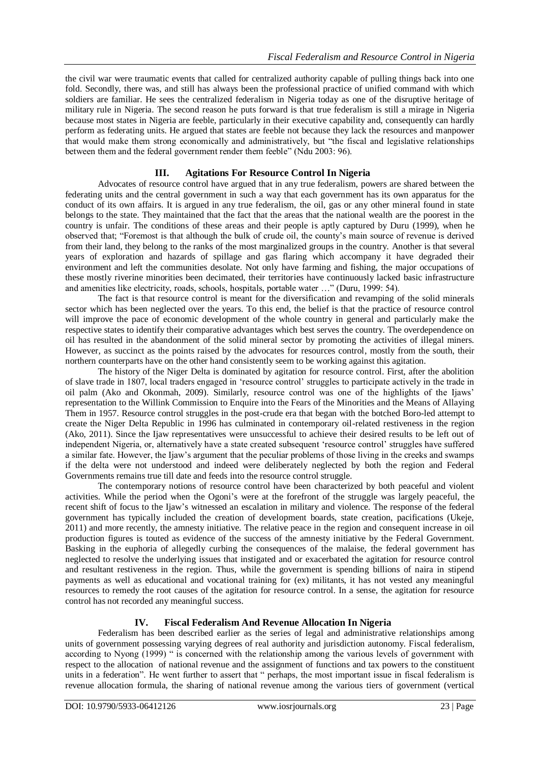the civil war were traumatic events that called for centralized authority capable of pulling things back into one fold. Secondly, there was, and still has always been the professional practice of unified command with which soldiers are familiar. He sees the centralized federalism in Nigeria today as one of the disruptive heritage of military rule in Nigeria. The second reason he puts forward is that true federalism is still a mirage in Nigeria because most states in Nigeria are feeble, particularly in their executive capability and, consequently can hardly perform as federating units. He argued that states are feeble not because they lack the resources and manpower that would make them strong economically and administratively, but "the fiscal and legislative relationships between them and the federal government render them feeble" (Ndu 2003: 96).

## III. Agitations For Resource Control In Nigeria

Advocates of resource control have argued that in any true federalism, powers are shared between the federating units and the central government in such a way that each government has its own apparatus for the conduct of its own affairs. It is argued in any true federalism, the oil, gas or any other mineral found in state belongs to the state. They maintained that the fact that the areas that the national wealth are the poorest in the country is unfair. The conditions of these areas and their people is aptly captured by Duru (1999), when he observed that; "Foremost is that although the bulk of crude oil, the county's main source of revenue is derived from their land, they belong to the ranks of the most marginalized groups in the country. Another is that several years of exploration and hazards of spillage and gas flaring which accompany it have degraded their environment and left the communities desolate. Not only have farming and fishing, the major occupations of these mostly riverine minorities been decimated, their territories have continuously lacked basic infrastructure and amenities like electricity, roads, schools, hospitals, portable water …" (Duru, 1999: 54).

The fact is that resource control is meant for the diversification and revamping of the solid minerals sector which has been neglected over the years. To this end, the belief is that the practice of resource control will improve the pace of economic development of the whole country in general and particularly make the respective states to identify their comparative advantages which best serves the country. The overdependence on oil has resulted in the abandonment of the solid mineral sector by promoting the activities of illegal miners. However, as succinct as the points raised by the advocates for resources control, mostly from the south, their northern counterparts have on the other hand consistently seem to be working against this agitation.

The history of the Niger Delta is dominated by agitation for resource control. First, after the abolition of slave trade in 1807, local traders engaged in 'resource control' struggles to participate actively in the trade in oil palm (Ako and Okonmah, 2009). Similarly, resource control was one of the highlights of the Ijaws' representation to the Willink Commission to Enquire into the Fears of the Minorities and the Means of Allaying Them in 1957. Resource control struggles in the post-crude era that began with the botched Boro-led attempt to create the Niger Delta Republic in 1996 has culminated in contemporary oil-related restiveness in the region (Ako, 2011). Since the Ijaw representatives were unsuccessful to achieve their desired results to be left out of independent Nigeria, or, alternatively have a state created subsequent 'resource control' struggles have suffered a similar fate. However, the Ijaw's argument that the peculiar problems of those living in the creeks and swamps if the delta were not understood and indeed were deliberately neglected by both the region and Federal Governments remains true till date and feeds into the resource control struggle.

The contemporary notions of resource control have been characterized by both peaceful and violent activities. While the period when the Ogoni's were at the forefront of the struggle was largely peaceful, the recent shift of focus to the Ijaw's witnessed an escalation in military and violence. The response of the federal government has typically included the creation of development boards, state creation, pacifications (Ukeje, 2011) and more recently, the amnesty initiative. The relative peace in the region and consequent increase in oil production figures is touted as evidence of the success of the amnesty initiative by the Federal Government. Basking in the euphoria of allegedly curbing the consequences of the malaise, the federal government has neglected to resolve the underlying issues that instigated and or exacerbated the agitation for resource control and resultant restiveness in the region. Thus, while the government is spending billions of naira in stipend payments as well as educational and vocational training for (ex) militants, it has not vested any meaningful resources to remedy the root causes of the agitation for resource control. In a sense, the agitation for resource control has not recorded any meaningful success.

## IV. Fiscal Federalism And Revenue Allocation In Nigeria

Federalism has been described earlier as the series of legal and administrative relationships among units of government possessing varying degrees of real authority and jurisdiction autonomy. Fiscal federalism, according to Nyong (1999) " is concerned with the relationship among the various levels of government with respect to the allocation of national revenue and the assignment of functions and tax powers to the constituent units in a federation". He went further to assert that " perhaps, the most important issue in fiscal federalism is revenue allocation formula, the sharing of national revenue among the various tiers of government (vertical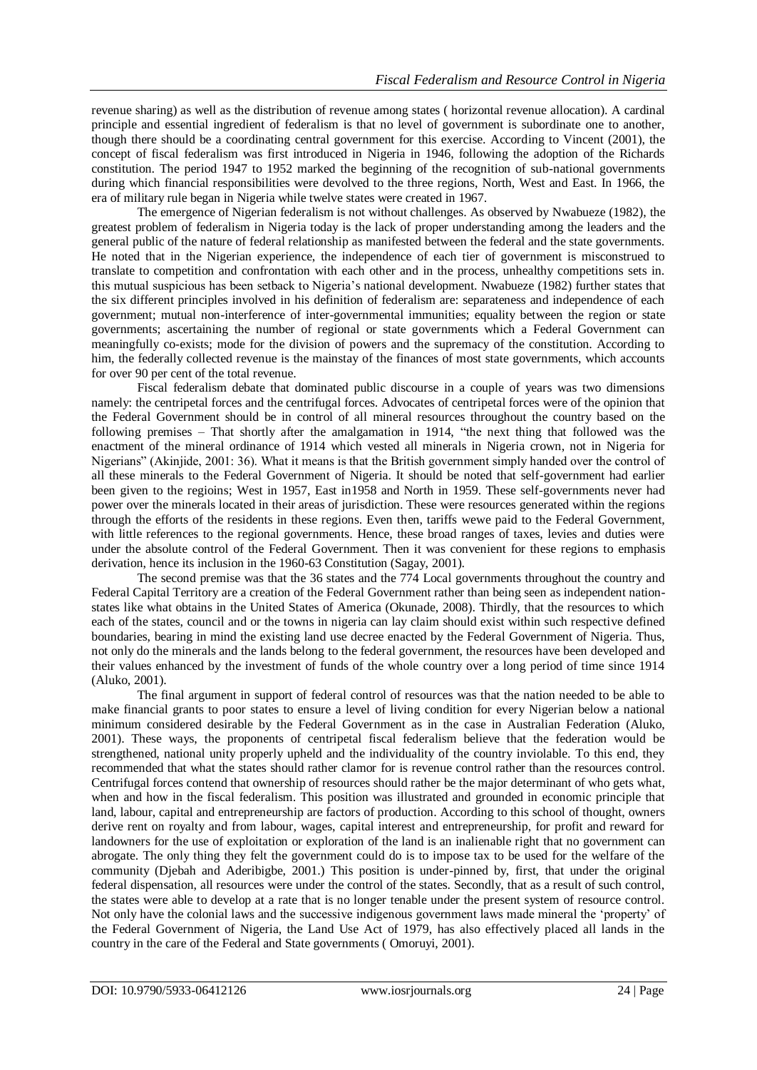revenue sharing) as well as the distribution of revenue among states ( horizontal revenue allocation). A cardinal principle and essential ingredient of federalism is that no level of government is subordinate one to another, though there should be a coordinating central government for this exercise. According to Vincent (2001), the concept of fiscal federalism was first introduced in Nigeria in 1946, following the adoption of the Richards constitution. The period 1947 to 1952 marked the beginning of the recognition of sub-national governments during which financial responsibilities were devolved to the three regions, North, West and East. In 1966, the era of military rule began in Nigeria while twelve states were created in 1967.

The emergence of Nigerian federalism is not without challenges. As observed by Nwabueze (1982), the greatest problem of federalism in Nigeria today is the lack of proper understanding among the leaders and the general public of the nature of federal relationship as manifested between the federal and the state governments. He noted that in the Nigerian experience, the independence of each tier of government is misconstrued to translate to competition and confrontation with each other and in the process, unhealthy competitions sets in. this mutual suspicious has been setback to Nigeria's national development. Nwabueze (1982) further states that the six different principles involved in his definition of federalism are: separateness and independence of each government; mutual non-interference of inter-governmental immunities; equality between the region or state governments; ascertaining the number of regional or state governments which a Federal Government can meaningfully co-exists; mode for the division of powers and the supremacy of the constitution. According to him, the federally collected revenue is the mainstay of the finances of most state governments, which accounts for over 90 per cent of the total revenue.

Fiscal federalism debate that dominated public discourse in a couple of years was two dimensions namely: the centripetal forces and the centrifugal forces. Advocates of centripetal forces were of the opinion that the Federal Government should be in control of all mineral resources throughout the country based on the following premises – That shortly after the amalgamation in 1914, "the next thing that followed was the enactment of the mineral ordinance of 1914 which vested all minerals in Nigeria crown, not in Nigeria for Nigerians" (Akinjide, 2001: 36). What it means is that the British government simply handed over the control of all these minerals to the Federal Government of Nigeria. It should be noted that self-government had earlier been given to the regioins; West in 1957, East in1958 and North in 1959. These self-governments never had power over the minerals located in their areas of jurisdiction. These were resources generated within the regions through the efforts of the residents in these regions. Even then, tariffs wewe paid to the Federal Government, with little references to the regional governments. Hence, these broad ranges of taxes, levies and duties were under the absolute control of the Federal Government. Then it was convenient for these regions to emphasis derivation, hence its inclusion in the 1960-63 Constitution (Sagay, 2001).

The second premise was that the 36 states and the 774 Local governments throughout the country and Federal Capital Territory are a creation of the Federal Government rather than being seen as independent nation-states like what obtains in the United States of America (Okunade, 2008). Thirdly, that the resources to which each of the states, council and or the towns in nigeria can lay claim should exist within such respective defined boundaries, bearing in mind the existing land use decree enacted by the Federal Government of Nigeria. Thus, not only do the minerals and the lands belong to the federal government, the resources have been developed and their values enhanced by the investment of funds of the whole country over a long period of time since 1914 (Aluko, 2001).

The final argument in support of federal control of resources was that the nation needed to be able to make financial grants to poor states to ensure a level of living condition for every Nigerian below a national minimum considered desirable by the Federal Government as in the case in Australian Federation (Aluko, 2001). These ways, the proponents of centripetal fiscal federalism believe that the federation would be strengthened, national unity properly upheld and the individuality of the country inviolable. To this end, they recommended that what the states should rather clamor for is revenue control rather than the resources control. Centrifugal forces contend that ownership of resources should rather be the major determinant of who gets what, when and how in the fiscal federalism. This position was illustrated and grounded in economic principle that land, labour, capital and entrepreneurship are factors of production. According to this school of thought, owners derive rent on royalty and from labour, wages, capital interest and entrepreneurship, for profit and reward for landowners for the use of exploitation or exploration of the land is an inalienable right that no government can abrogate. The only thing they felt the government could do is to impose tax to be used for the welfare of the community (Djebah and Aderibigbe, 2001.) This position is under-pinned by, first, that under the original federal dispensation, all resources were under the control of the states. Secondly, that as a result of such control, the states were able to develop at a rate that is no longer tenable under the present system of resource control. Not only have the colonial laws and the successive indigenous government laws made mineral the 'property' of the Federal Government of Nigeria, the Land Use Act of 1979, has also effectively placed all lands in the country in the care of the Federal and State governments ( Omoruyi, 2001).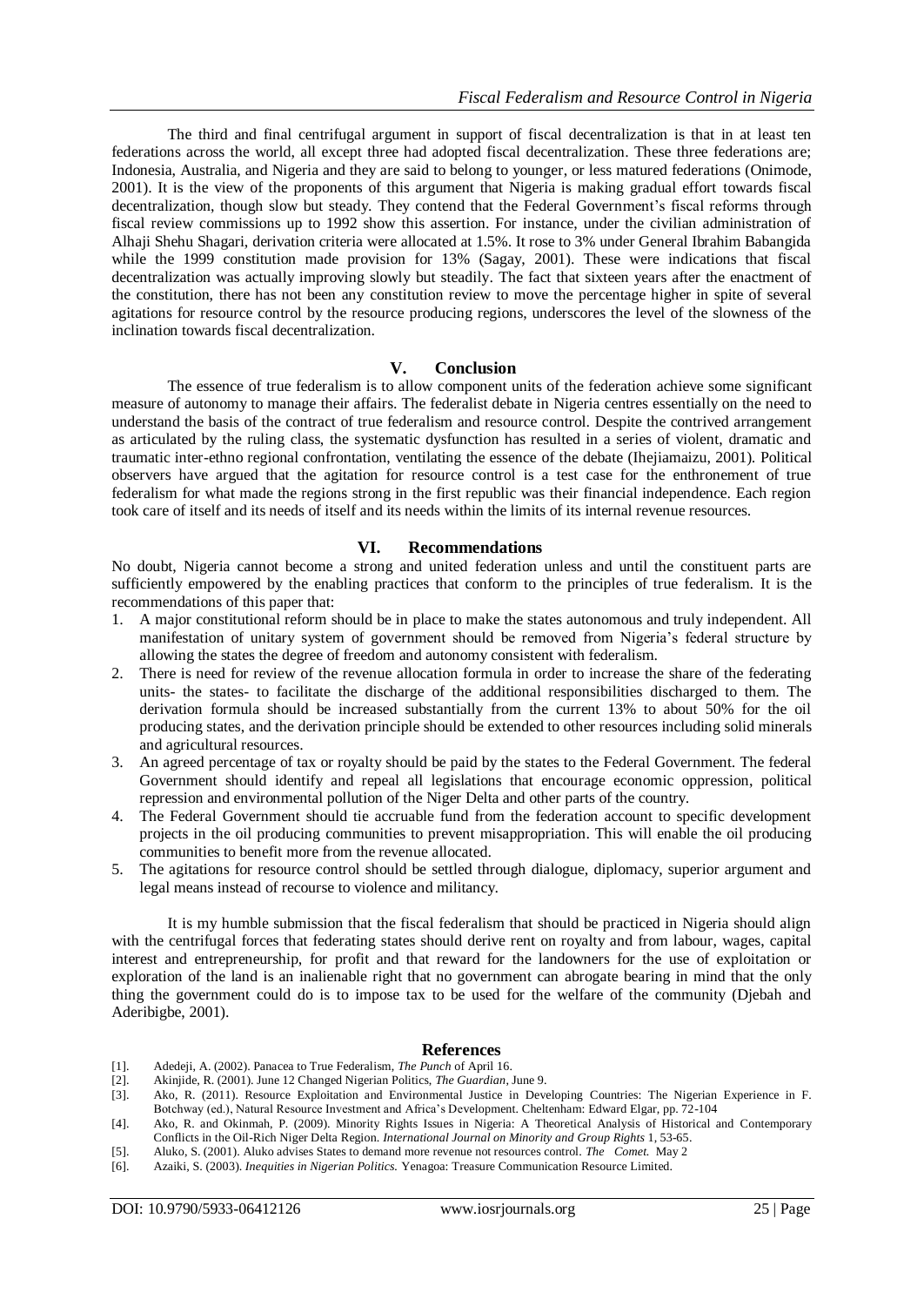The third and final centrifugal argument in support of fiscal decentralization is that in at least ten federations across the world, all except three had adopted fiscal decentralization. These three federations are; Indonesia, Australia, and Nigeria and they are said to belong to younger, or less matured federations (Onimode, 2001). It is the view of the proponents of this argument that Nigeria is making gradual effort towards fiscal decentralization, though slow but steady. They contend that the Federal Government's fiscal reforms through fiscal review commissions up to 1992 show this assertion. For instance, under the civilian administration of Alhaji Shehu Shagari, derivation criteria were allocated at 1.5%. It rose to 3% under General Ibrahim Babangida while the 1999 constitution made provision for 13% (Sagay, 2001). These were indications that fiscal decentralization was actually improving slowly but steadily. The fact that sixteen years after the enactment of the constitution, there has not been any constitution review to move the percentage higher in spite of several agitations for resource control by the resource producing regions, underscores the level of the slowness of the inclination towards fiscal decentralization.

## V. Conclusion

The essence of true federalism is to allow component units of the federation achieve some significant measure of autonomy to manage their affairs. The federalist debate in Nigeria centres essentially on the need to understand the basis of the contract of true federalism and resource control. Despite the contrived arrangement as articulated by the ruling class, the systematic dysfunction has resulted in a series of violent, dramatic and traumatic inter-ethno regional confrontation, ventilating the essence of the debate (Ihejiamaizu, 2001). Political observers have argued that the agitation for resource control is a test case for the enthronement of true federalism for what made the regions strong in the first republic was their financial independence. Each region took care of itself and its needs of itself and its needs within the limits of its internal revenue resources.

## VI. Recommendations

No doubt, Nigeria cannot become a strong and united federation unless and until the constituent parts are sufficiently empowered by the enabling practices that conform to the principles of true federalism. It is the recommendations of this paper that:

1. A major constitutional reform should be in place to make the states autonomous and truly independent. All manifestation of unitary system of government should be removed from Nigeria's federal structure by allowing the states the degree of freedom and autonomy consistent with federalism.
2. There is need for review of the revenue allocation formula in order to increase the share of the federating units- the states- to facilitate the discharge of the additional responsibilities discharged to them. The derivation formula should be increased substantially from the current 13% to about 50% for the oil producing states, and the derivation principle should be extended to other resources including solid minerals and agricultural resources.
3. An agreed percentage of tax or royalty should be paid by the states to the Federal Government. The federal Government should identify and repeal all legislations that encourage economic oppression, political repression and environmental pollution of the Niger Delta and other parts of the country.
4. The Federal Government should tie accruable fund from the federation account to specific development projects in the oil producing communities to prevent misappropriation. This will enable the oil producing communities to benefit more from the revenue allocated.
5. The agitations for resource control should be settled through dialogue, diplomacy, superior argument and legal means instead of recourse to violence and militancy.

It is my humble submission that the fiscal federalism that should be practiced in Nigeria should align with the centrifugal forces that federating states should derive rent on royalty and from labour, wages, capital interest and entrepreneurship, for profit and that reward for the landowners for the use of exploitation or exploration of the land is an inalienable right that no government can abrogate bearing in mind that the only thing the government could do is to impose tax to be used for the welfare of the community (Djebah and Aderibigbe, 2001).

## References

[1]. Adedeji, A. (2002). Panacea to True Federalism, *The Punch* of April 16.

[2]. Akinjide, R. (2001). June 12 Changed Nigerian Politics, *The Guardian*, June 9.

[3]. Ako, R. (2011). Resource Exploitation and Environmental Justice in Developing Countries: The Nigerian Experience in F. Botchway (ed.), Natural Resource Investment and Africa's Development. Cheltenham: Edward Elgar, pp. 72-104

[4]. Ako, R. and Okinmah, P. (2009). Minority Rights Issues in Nigeria: A Theoretical Analysis of Historical and Contemporary Conflicts in the Oil-Rich Niger Delta Region. *International Journal on Minority and Group Rights* 1, 53-65.

[5]. Aluko, S. (2001). Aluko advises States to demand more revenue not resources control. *The Comet.* May 2

[6]. Azaiki, S. (2003). *Inequities in Nigerian Politics.* Yenagoa: Treasure Communication Resource Limited.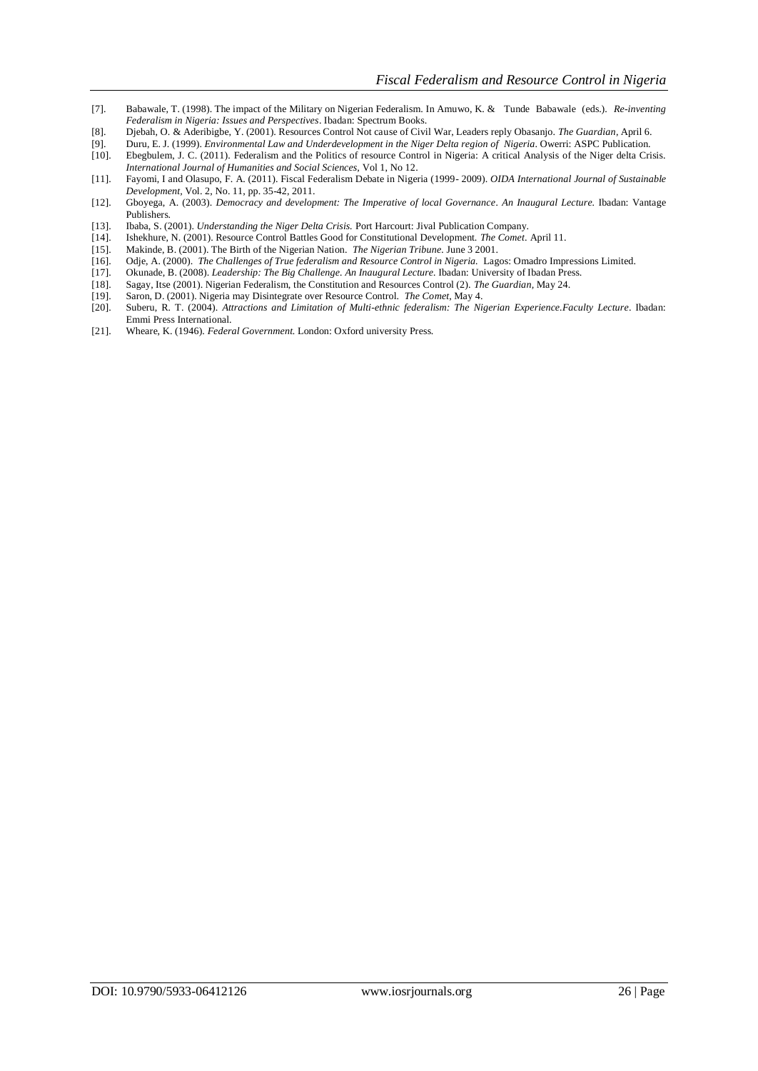[7]. Babawale, T. (1998). The impact of the Military on Nigerian Federalism. In Amuwo, K. & Tunde Babawale (eds.). *Re-inventing Federalism in Nigeria: Issues and Perspectives*. Ibadan: Spectrum Books.

[8]. Djebah, O. & Aderibigbe, Y. (2001). Resources Control Not cause of Civil War, Leaders reply Obasanjo. *The Guardian*, April 6.

[9]. Duru, E. J. (1999). *Environmental Law and Underdevelopment in the Niger Delta region of Nigeria*. Owerri: ASPC Publication.

[10]. Ebegbulem, J. C. (2011). Federalism and the Politics of resource Control in Nigeria: A critical Analysis of the Niger delta Crisis. *International Journal of Humanities and Social Sciences*, Vol 1, No 12.

[11]. Fayomi, I and Olasupo, F. A. (2011). Fiscal Federalism Debate in Nigeria (1999- 2009). *OIDA International Journal of Sustainable Development*, Vol. 2, No. 11, pp. 35-42, 2011.

[12]. Gboyega, A. (2003). *Democracy and development: The Imperative of local Governance*. *An Inaugural Lecture.* Ibadan: Vantage Publishers.

[13]. Ibaba, S. (2001). *Understanding the Niger Delta Crisis.* Port Harcourt: Jival Publication Company.

[14]. Ishekhure, N. (2001). Resource Control Battles Good for Constitutional Development. *The Comet*. April 11.

[15]. Makinde, B. (2001). The Birth of the Nigerian Nation. *The Nigerian Tribune.* June 3 2001.

[16]. Odje, A. (2000). *The Challenges of True federalism and Resource Control in Nigeria.* Lagos: Omadro Impressions Limited.

[17]. Okunade, B. (2008). *Leadership: The Big Challenge. An Inaugural Lecture.* Ibadan: University of Ibadan Press.

[18]. Sagay, Itse (2001). Nigerian Federalism, the Constitution and Resources Control (2). *The Guardian,* May 24.

[19]. Saron, D. (2001). Nigeria may Disintegrate over Resource Control. *The Comet*, May 4.

[20]. Suberu, R. T. (2004). *Attractions and Limitation of Multi-ethnic federalism: The Nigerian Experience.Faculty Lecture*. Ibadan: Emmi Press International.

[21]. Wheare, K. (1946). *Federal Government.* London: Oxford university Press.